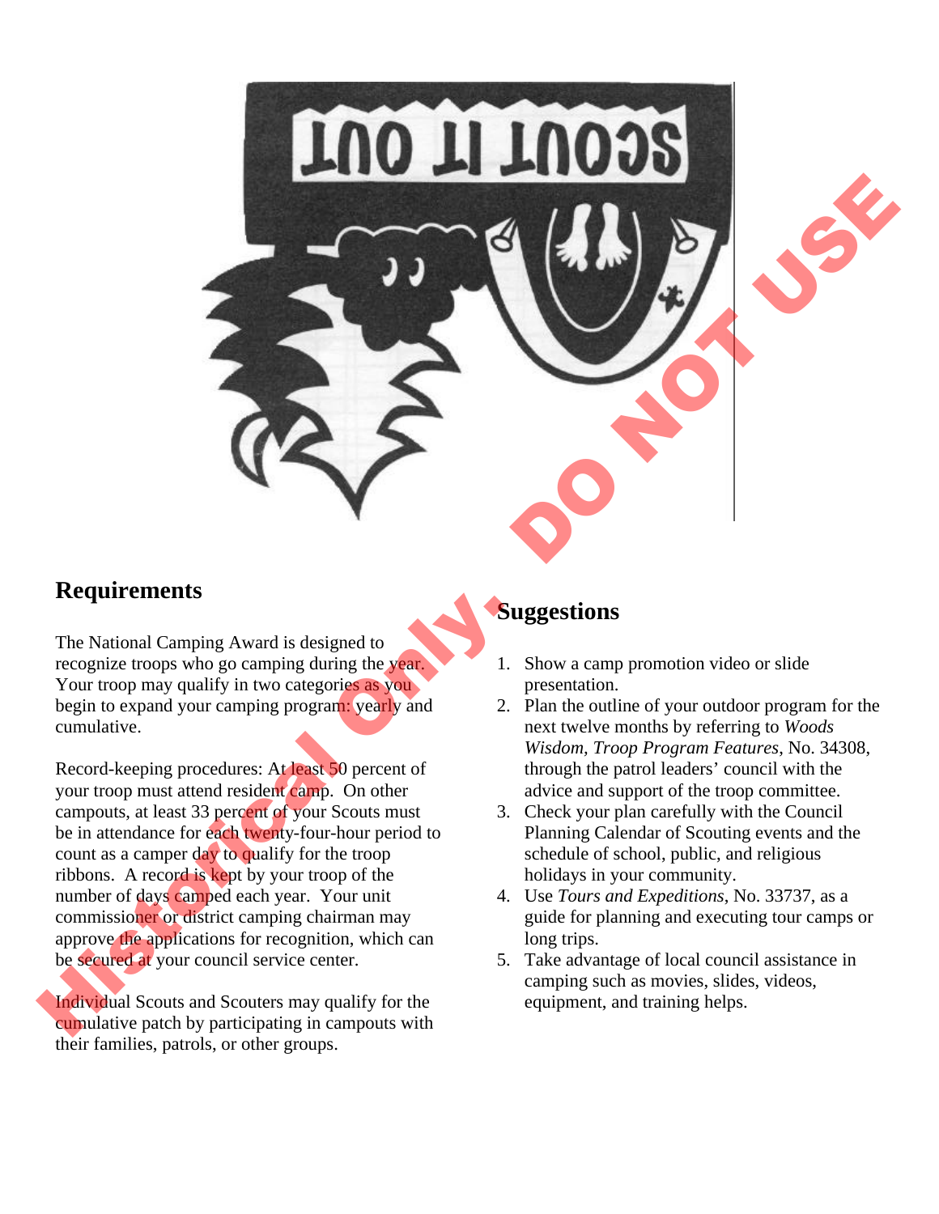## Requirements

The National Camping Award is designed to recognize troops who go camping during the year. Your troop may qualify in two categories as you begin to expand your camping program: yearly and cumulative.

Record-keeping procedures: At least 50 percent of your troop must attend resident camp. On other campouts, at least 33 percent of your Scouts must be in attendance for each twenty-four-hour period to count as a camper day to qualify for the troop ribbons. A record is kept by your troop of the number of days camped each year. Your unit commissioner or district camping chairman may approve the applications for recognition, which can be secured at your council service center.

Individual Scouts and Scouters may qualify for the cumulative patch by participating in campouts with their families, patrols, or other groups.

## Suggestions

1. Show a camp promotion video or slide presentation.
2. Plan the outline of your outdoor program for the next twelve months by referring to *Woods Wisdom, Troop Program Features*, No. 34308, through the patrol leaders' council with the advice and support of the troop committee.
3. Check your plan carefully with the Council Planning Calendar of Scouting events and the schedule of school, public, and religious holidays in your community.
4. Use *Tours and Expeditions*, No. 33737, as a guide for planning and executing tour camps or long trips.
5. Take advantage of local council assistance in camping such as movies, slides, videos, equipment, and training helps.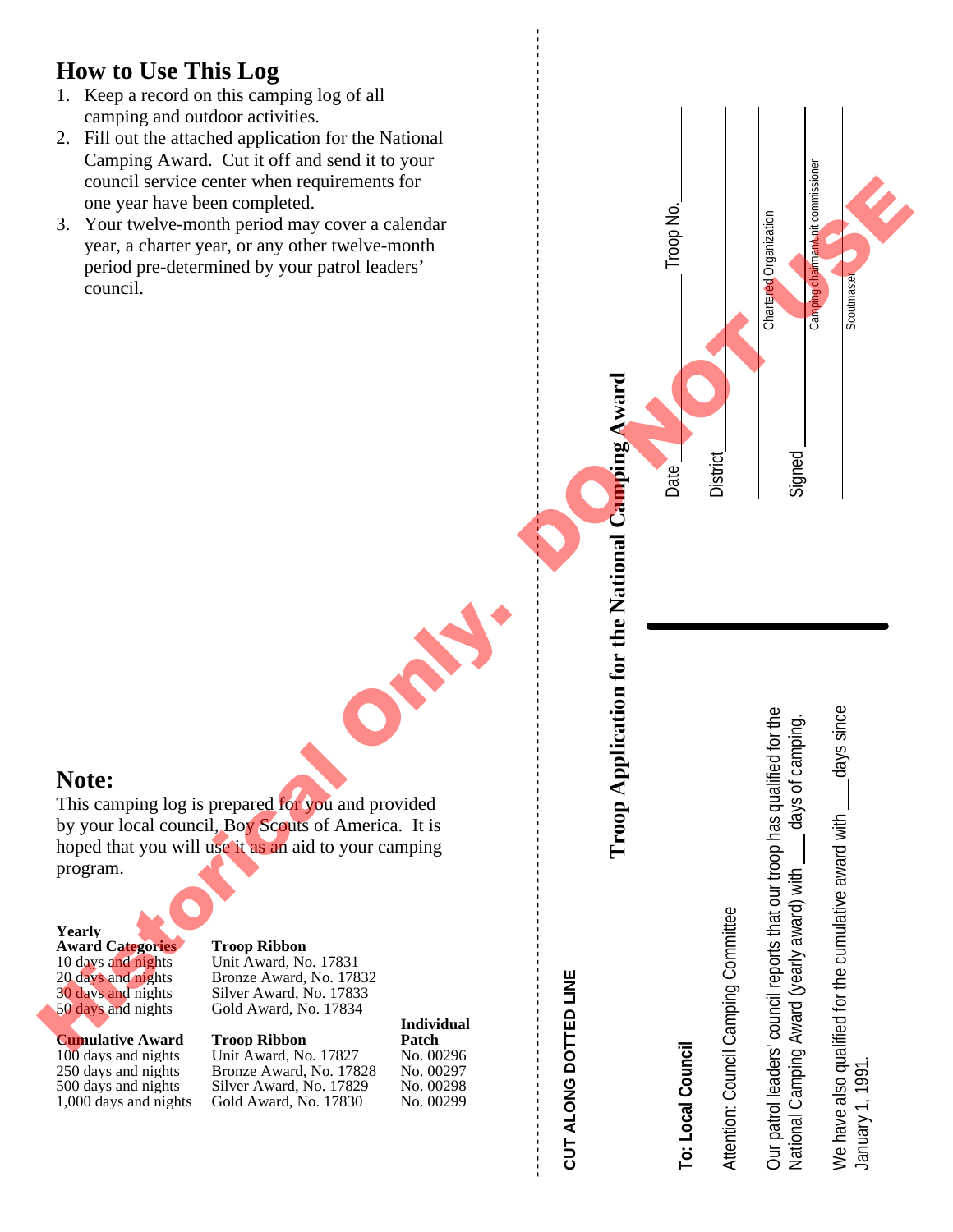## How to Use This Log

1. Keep a record on this camping log of all camping and outdoor activities.
2. Fill out the attached application for the National Camping Award. Cut it off and send it to your council service center when requirements for one year have been completed.
3. Your twelve-month period may cover a calendar year, a charter year, or any other twelve-month period pre-determined by your patrol leaders' council.

## Note:

This camping log is prepared for you and provided by your local council, Boy Scouts of America. It is hoped that you will use it as an aid to your camping program.

| Yearly Award Categories | Troop Ribbon | |
|---|---|---|
| 10 days and nights | Unit Award, No. 17831 | |
| 20 days and nights | Bronze Award, No. 17832 | |
| 30 days and nights | Silver Award, No. 17833 | |
| 50 days and nights | Gold Award, No. 17834 | |

| Cumulative Award | Troop Ribbon | Individual Patch |
|---|---|---|
| 100 days and nights | Unit Award, No. 17827 | No. 00296 |
| 250 days and nights | Bronze Award, No. 17828 | No. 00297 |
| 500 days and nights | Silver Award, No. 17829 | No. 00298 |
| 1,000 days and nights | Gold Award, No. 17830 | No. 00299 |

Historical Only. DO NOT USE

**CUT ALONG DOTTED LINE**

## Troop Application for the National Camping Award

**To: Local Council**

Attention: Council Camping Committee

Our patrol leaders' council reports that our troop has qualified for the National Camping Award (yearly award) with \_\_\_ days of camping.

We have also qualified for the cumulative award with \_\_\_ days since January 1, 1991.

Date \_\_\_\_\_\_\_\_\_\_ Troop No. \_\_\_\_\_\_

District \_\_\_\_\_\_\_\_\_\_

\_\_\_\_\_\_\_\_\_\_
Chartered Organization

Signed \_\_\_\_\_\_\_\_\_\_
Camping chairman/unit commissioner

\_\_\_\_\_\_\_\_\_\_
Scoutmaster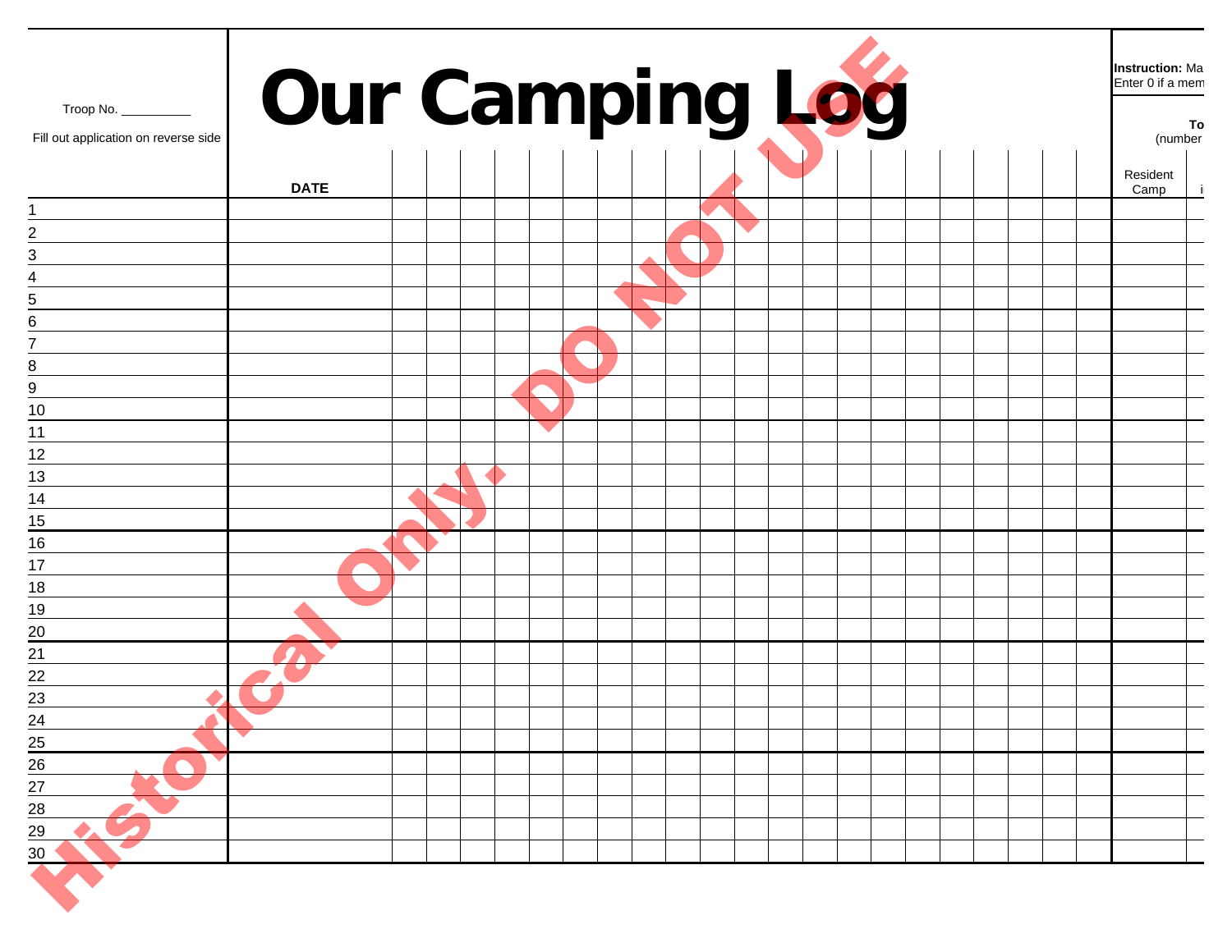Troop No. __________

Fill out application on reverse side

# Our Camping Log

**Instruction:** Ma
Enter 0 if a mem

**To**
(number

Historical Only: DO NOT USE

| | DATE | | | | | | | | | | | | | | | | | | | | | Resident Camp | i |
|---|---|---|---|---|---|---|---|---|---|---|---|---|---|---|---|---|---|---|---|---|---|---|---|
| 1 | | | | | | | | | | | | | | | | | | | | | | | |
| 2 | | | | | | | | | | | | | | | | | | | | | | | |
| 3 | | | | | | | | | | | | | | | | | | | | | | | |
| 4 | | | | | | | | | | | | | | | | | | | | | | | |
| 5 | | | | | | | | | | | | | | | | | | | | | | | |
| 6 | | | | | | | | | | | | | | | | | | | | | | | |
| 7 | | | | | | | | | | | | | | | | | | | | | | | |
| 8 | | | | | | | | | | | | | | | | | | | | | | | |
| 9 | | | | | | | | | | | | | | | | | | | | | | | |
| 10 | | | | | | | | | | | | | | | | | | | | | | | |
| 11 | | | | | | | | | | | | | | | | | | | | | | | |
| 12 | | | | | | | | | | | | | | | | | | | | | | | |
| 13 | | | | | | | | | | | | | | | | | | | | | | | |
| 14 | | | | | | | | | | | | | | | | | | | | | | | |
| 15 | | | | | | | | | | | | | | | | | | | | | | | |
| 16 | | | | | | | | | | | | | | | | | | | | | | | |
| 17 | | | | | | | | | | | | | | | | | | | | | | | |
| 18 | | | | | | | | | | | | | | | | | | | | | | | |
| 19 | | | | | | | | | | | | | | | | | | | | | | | |
| 20 | | | | | | | | | | | | | | | | | | | | | | | |
| 21 | | | | | | | | | | | | | | | | | | | | | | | |
| 22 | | | | | | | | | | | | | | | | | | | | | | | |
| 23 | | | | | | | | | | | | | | | | | | | | | | | |
| 24 | | | | | | | | | | | | | | | | | | | | | | | |
| 25 | | | | | | | | | | | | | | | | | | | | | | | |
| 26 | | | | | | | | | | | | | | | | | | | | | | | |
| 27 | | | | | | | | | | | | | | | | | | | | | | | |
| 28 | | | | | | | | | | | | | | | | | | | | | | | |
| 29 | | | | | | | | | | | | | | | | | | | | | | | |
| 30 | | | | | | | | | | | | | | | | | | | | | | | |